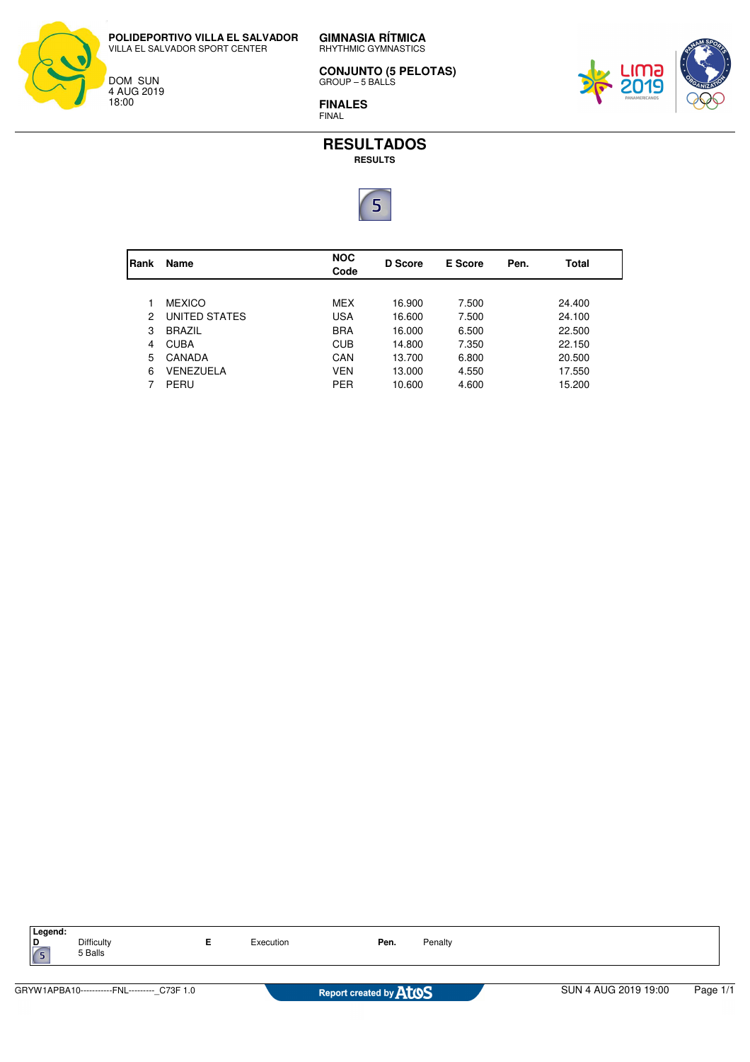**POLIDEPORTIVO VILLA EL SALVADOR**
VILLA EL SALVADOR SPORT CENTER

DOM SUN
4 AUG 2019
18:00

**GIMNASIA RÍTMICA**
RHYTHMIC GYMNASTICS

**CONJUNTO (5 PELOTAS)**
GROUP – 5 BALLS

**FINALES**
FINAL

# RESULTADOS

**RESULTS**

5

| Rank | Name | NOC Code | D Score | E Score | Pen. | Total |
|---|---|---|---|---|---|---|
| 1 | MEXICO | MEX | 16.900 | 7.500 | | 24.400 |
| 2 | UNITED STATES | USA | 16.600 | 7.500 | | 24.100 |
| 3 | BRAZIL | BRA | 16.000 | 6.500 | | 22.500 |
| 4 | CUBA | CUB | 14.800 | 7.350 | | 22.150 |
| 5 | CANADA | CAN | 13.700 | 6.800 | | 20.500 |
| 6 | VENEZUELA | VEN | 13.000 | 4.550 | | 17.550 |
| 7 | PERU | PER | 10.600 | 4.600 | | 15.200 |

**Legend:**

| | | | | | |
|---|---|---|---|---|---|
| **D** | Difficulty | **E** | Execution | **Pen.** | Penalty |
| 5 | 5 Balls | | | | |

GRYW1APBA10-----------FNL---------_C73F 1.0 — Report created by Atos — SUN 4 AUG 2019 19:00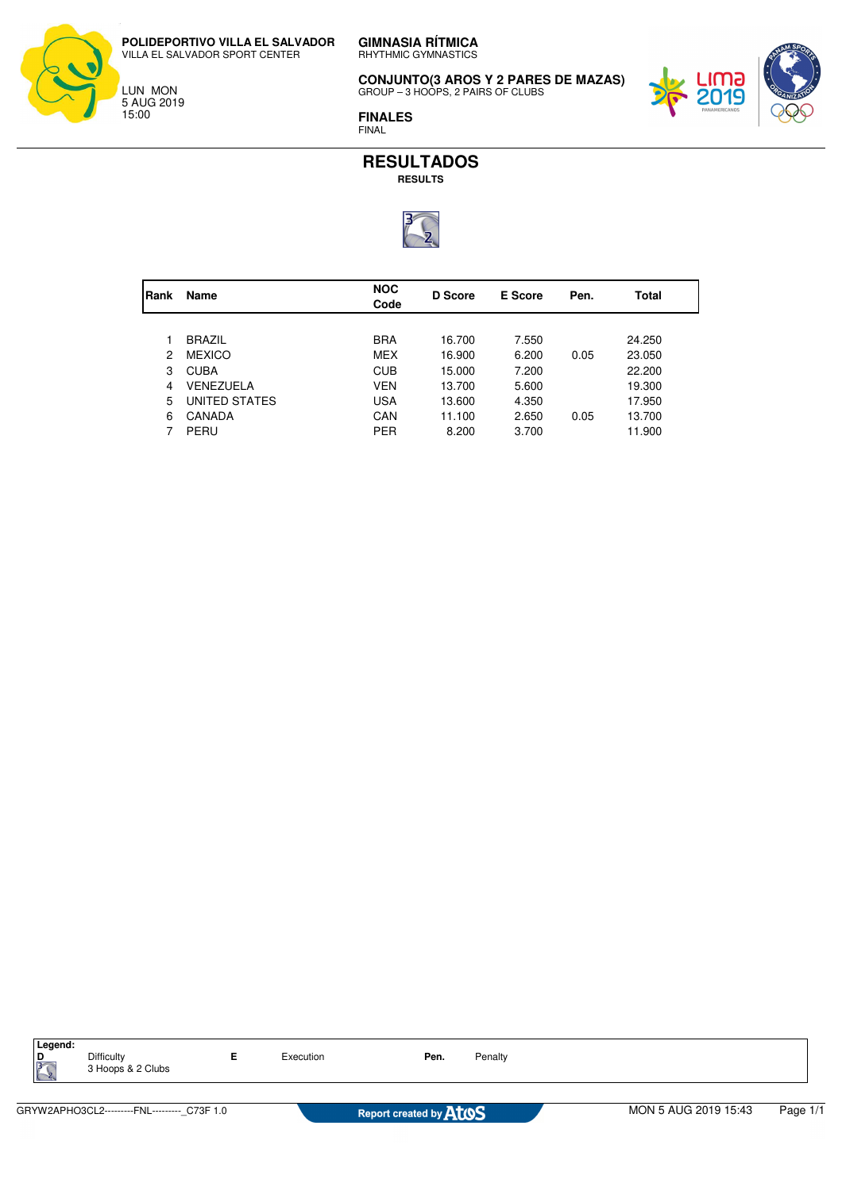**POLIDEPORTIVO VILLA EL SALVADOR**
VILLA EL SALVADOR SPORT CENTER

LUN MON
5 AUG 2019
15:00

**GIMNASIA RÍTMICA**
RHYTHMIC GYMNASTICS

**CONJUNTO(3 AROS Y 2 PARES DE MAZAS)**
GROUP – 3 HOOPS, 2 PAIRS OF CLUBS

**FINALES**
FINAL

# RESULTADOS

**RESULTS**

| Rank | Name | NOC Code | D Score | E Score | Pen. | Total |
|---|---|---|---|---|---|---|
| 1 | BRAZIL | BRA | 16.700 | 7.550 | | 24.250 |
| 2 | MEXICO | MEX | 16.900 | 6.200 | 0.05 | 23.050 |
| 3 | CUBA | CUB | 15.000 | 7.200 | | 22.200 |
| 4 | VENEZUELA | VEN | 13.700 | 5.600 | | 19.300 |
| 5 | UNITED STATES | USA | 13.600 | 4.350 | | 17.950 |
| 6 | CANADA | CAN | 11.100 | 2.650 | 0.05 | 13.700 |
| 7 | PERU | PER | 8.200 | 3.700 | | 11.900 |

**Legend:**

| | | | |
|---|---|---|---|
| **D** | Difficulty | **E** | Execution |
| | 3 Hoops & 2 Clubs | **Pen.** | Penalty |

GRYW2APHO3CL2---------FNL---------_C73F 1.0 — Report created by Atos — MON 5 AUG 2019 15:43